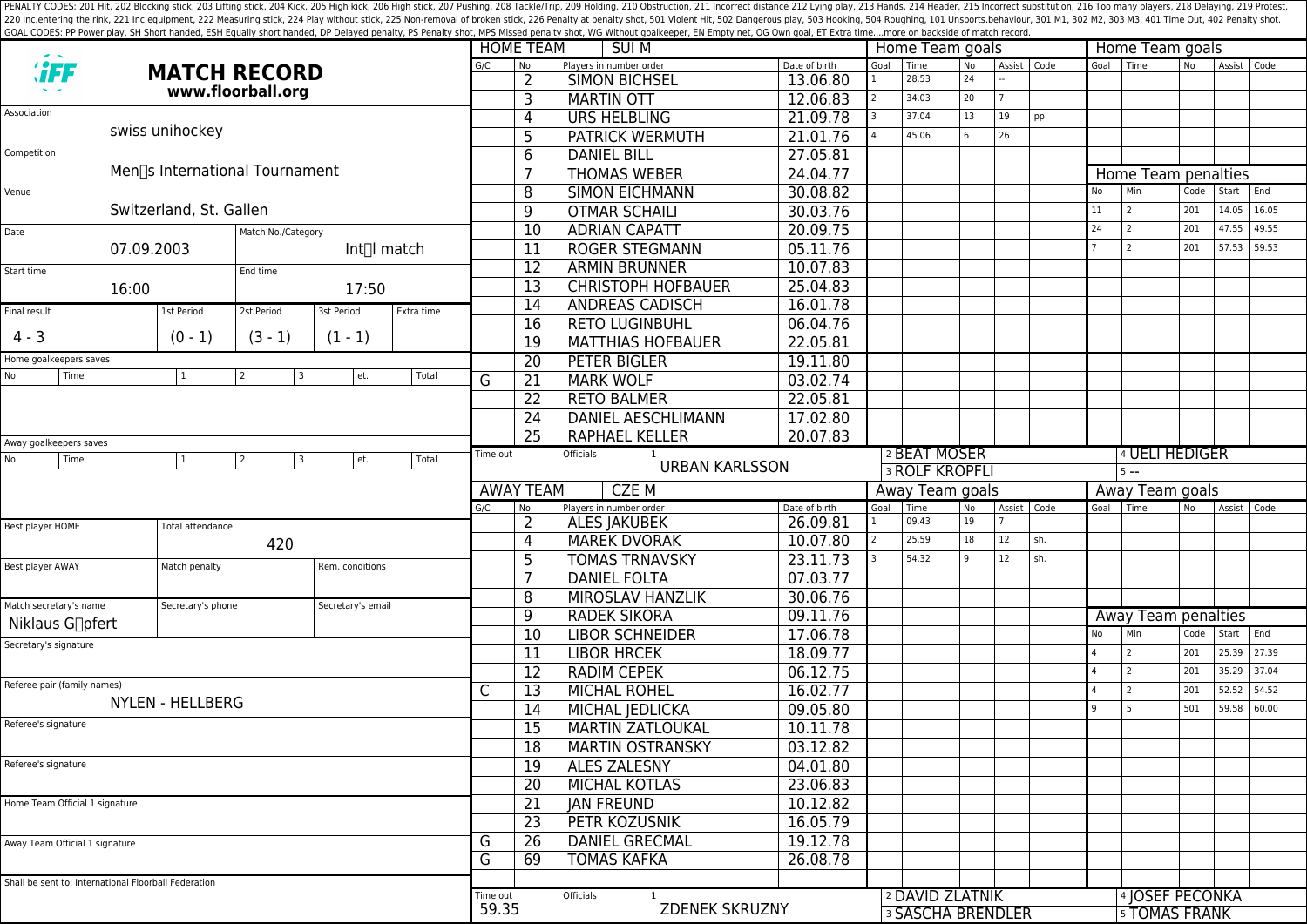PENALTY CODES: 201 Hit, 202 Blocking stick, 203 Lifting stick, 204 Kick, 205 High kick, 206 High stick, 207 Pushing, 208 Tackle/Trip, 209 Holding, 210 Obstruction, 211 Incorrect distance 212 Lying play, 213 Hands, 214 Header, 215 Incorrect substitution, 216 Too many players, 218 Delaying, 219 Protest, 220 Inc.entering the rink, 221 Inc.equipment, 222 Measuring stick, 224 Play without stick, 225 Non-removal of broken stick, 226 Penalty at penalty shot, 501 Violent Hit, 502 Dangerous play, 503 Hooking, 504 Roughing, 101 Unsports.behaviour, 301 M1, 302 M2, 303 M3, 401 Time Out, 402 Penalty shot.
GOAL CODES: PP Power play, SH Short handed, ESH Equally short handed, DP Delayed penalty, PS Penalty shot, MPS Missed penalty shot, WG Without goalkeeper, EN Empty net, OG Own goal, ET Extra time....more on backside of match record.

# IFF MATCH RECORD

**www.floorball.org**

| Field | Value |
|---|---|
| Association | swiss unihockey |
| Competition | Men's International Tournament |
| Venue | Switzerland, St. Gallen |
| Date | 07.09.2003 |
| Match No./Category | Int'l match |
| Start time | 16:00 |
| End time | 17:50 |

| Final result | 1st Period | 2st Period | 3st Period | Extra time |
|---|---|---|---|---|
| 4 - 3 | (0 - 1) | (3 - 1) | (1 - 1) | |

Home goalkeepers saves

| No | Time | 1 | 2 | 3 | et. | Total |
|---|---|---|---|---|---|---|
| | | | | | | |

Away goalkeepers saves

| No | Time | 1 | 2 | 3 | et. | Total |
|---|---|---|---|---|---|---|
| | | | | | | |

| Field | Value |
|---|---|
| Best player HOME | |
| Total attendance | 420 |
| Best player AWAY | |
| Match penalty | |
| Rem. conditions | |
| Match secretary's name | Niklaus Göpfert |
| Secretary's phone | |
| Secretary's email | |
| Secretary's signature | |
| Referee pair (family names) | NYLEN - HELLBERG |
| Referee's signature | |
| Referee's signature | |
| Home Team Official 1 signature | |
| Away Team Official 1 signature | |

Shall be sent to: International Floorball Federation

## HOME TEAM: SUI M

| G/C | No | Players in number order | Date of birth |
|---|---|---|---|
| | 2 | SIMON BICHSEL | 13.06.80 |
| | 3 | MARTIN OTT | 12.06.83 |
| | 4 | URS HELBLING | 21.09.78 |
| | 5 | PATRICK WERMUTH | 21.01.76 |
| | 6 | DANIEL BILL | 27.05.81 |
| | 7 | THOMAS WEBER | 24.04.77 |
| | 8 | SIMON EICHMANN | 30.08.82 |
| | 9 | OTMAR SCHAILI | 30.03.76 |
| | 10 | ADRIAN CAPATT | 20.09.75 |
| | 11 | ROGER STEGMANN | 05.11.76 |
| | 12 | ARMIN BRUNNER | 10.07.83 |
| | 13 | CHRISTOPH HOFBAUER | 25.04.83 |
| | 14 | ANDREAS CADISCH | 16.01.78 |
| | 16 | RETO LUGINBUHL | 06.04.76 |
| | 19 | MATTHIAS HOFBAUER | 22.05.81 |
| | 20 | PETER BIGLER | 19.11.80 |
| G | 21 | MARK WOLF | 03.02.74 |
| | 22 | RETO BALMER | 22.05.81 |
| | 24 | DANIEL AESCHLIMANN | 17.02.80 |
| | 25 | RAPHAEL KELLER | 20.07.83 |

Time out:

Officials: 1 URBAN KARLSSON, 2 BEAT MOSER, 3 ROLF KROPFLI, 4 UELI HEDIGER, 5 --

### Home Team goals

| Goal | Time | No | Assist | Code |
|---|---|---|---|---|
| 1 | 28.53 | 24 | -- | |
| 2 | 34.03 | 20 | 7 | |
| 3 | 37.04 | 13 | 19 | pp. |
| 4 | 45.06 | 6 | 26 | |

### Home Team penalties

| No | Min | Code | Start | End |
|---|---|---|---|---|
| 11 | 2 | 201 | 14.05 | 16.05 |
| 24 | 2 | 201 | 47.55 | 49.55 |
| 7 | 2 | 201 | 57.53 | 59.53 |

## AWAY TEAM: CZE M

| G/C | No | Players in number order | Date of birth |
|---|---|---|---|
| | 2 | ALES JAKUBEK | 26.09.81 |
| | 4 | MAREK DVORAK | 10.07.80 |
| | 5 | TOMAS TRNAVSKY | 23.11.73 |
| | 7 | DANIEL FOLTA | 07.03.77 |
| | 8 | MIROSLAV HANZLIK | 30.06.76 |
| | 9 | RADEK SIKORA | 09.11.76 |
| | 10 | LIBOR SCHNEIDER | 17.06.78 |
| | 11 | LIBOR HRCEK | 18.09.77 |
| | 12 | RADIM CEPEK | 06.12.75 |
| C | 13 | MICHAL ROHEL | 16.02.77 |
| | 14 | MICHAL JEDLICKA | 09.05.80 |
| | 15 | MARTIN ZATLOUKAL | 10.11.78 |
| | 18 | MARTIN OSTRANSKY | 03.12.82 |
| | 19 | ALES ZALESNY | 04.01.80 |
| | 20 | MICHAL KOTLAS | 23.06.83 |
| | 21 | JAN FREUND | 10.12.82 |
| | 23 | PETR KOZUSNIK | 16.05.79 |
| G | 26 | DANIEL GRECMAL | 19.12.78 |
| G | 69 | TOMAS KAFKA | 26.08.78 |

Time out: 59.35

Officials: 1 ZDENEK SKRUZNY, 2 DAVID ZLATNIK, 3 SASCHA BRENDLER, 4 JOSEF PECONKA, 5 TOMAS FRANK

### Away Team goals

| Goal | Time | No | Assist | Code |
|---|---|---|---|---|
| 1 | 09.43 | 19 | 7 | |
| 2 | 25.59 | 18 | 12 | sh. |
| 3 | 54.32 | 9 | 12 | sh. |

### Away Team penalties

| No | Min | Code | Start | End |
|---|---|---|---|---|
| 4 | 2 | 201 | 25.39 | 27.39 |
| 4 | 2 | 201 | 35.29 | 37.04 |
| 4 | 2 | 201 | 52.52 | 54.52 |
| 9 | 5 | 501 | 59.58 | 60.00 |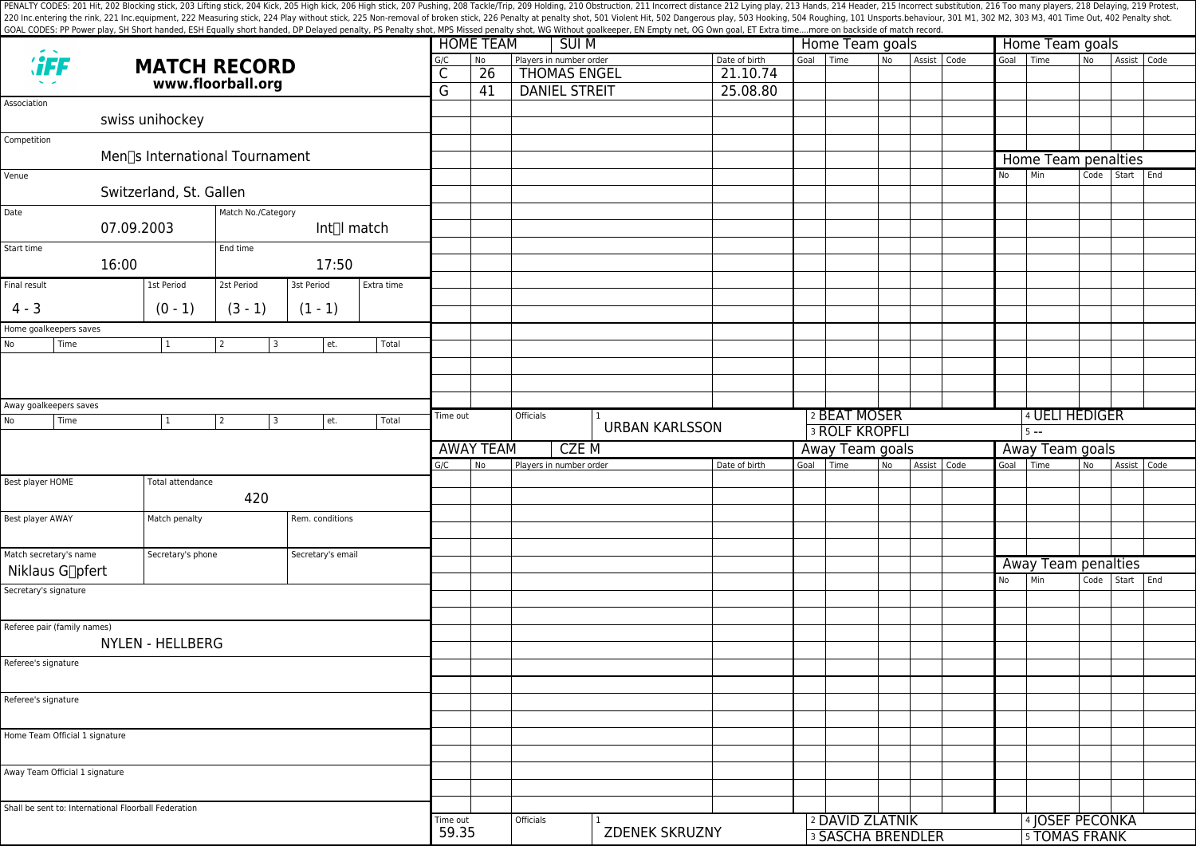PENALTY CODES: 201 Hit, 202 Blocking stick, 203 Lifting stick, 204 Kick, 205 High kick, 206 High stick, 207 Pushing, 208 Tackle/Trip, 209 Holding, 210 Obstruction, 211 Incorrect distance 212 Lying play, 213 Hands, 214 Header, 215 Incorrect substitution, 216 Too many players, 218 Delaying, 219 Protest, 220 Inc.entering the rink, 221 Inc.equipment, 222 Measuring stick, 224 Play without stick, 225 Non-removal of broken stick, 226 Penalty at penalty shot, 501 Violent Hit, 502 Dangerous play, 503 Hooking, 504 Roughing, 101 Unsports.behaviour, 301 M1, 302 M2, 303 M3, 401 Time Out, 402 Penalty shot.
GOAL CODES: PP Power play, SH Short handed, ESH Equally short handed, DP Delayed penalty, PS Penalty shot, MPS Missed penalty shot, WG Without goalkeeper, EN Empty net, OG Own goal, ET Extra time....more on backside of match record.

# MATCH RECORD

**www.floorball.org**

| | |
|---|---|
| Association | swiss unihockey |
| Competition | Men s International Tournament |
| Venue | Switzerland, St. Gallen |
| Date | 07.09.2003 |
| Match No./Category | Int l match |
| Start time | 16:00 |
| End time | 17:50 |

| Final result | 1st Period | 2st Period | 3st Period | Extra time |
|---|---|---|---|---|
| 4 - 3 | (0 - 1) | (3 - 1) | (1 - 1) | |

Home goalkeepers saves

| No | Time | 1 | 2 | 3 | et. | Total |
|---|---|---|---|---|---|---|
| | | | | | | |

Away goalkeepers saves

| No | Time | 1 | 2 | 3 | et. | Total |
|---|---|---|---|---|---|---|
| | | | | | | |

| | |
|---|---|
| Best player HOME | |
| Total attendance | 420 |
| Best player AWAY | |
| Match penalty | |
| Rem. conditions | |
| Match secretary's name | Niklaus G pfert |
| Secretary's phone | |
| Secretary's email | |
| Secretary's signature | |
| Referee pair (family names) | NYLEN - HELLBERG |
| Referee's signature | |
| Referee's signature | |
| Home Team Official 1 signature | |
| Away Team Official 1 signature | |

Shall be sent to: International Floorball Federation

## HOME TEAM SUI M

| G/C | No | Players in number order | Date of birth |
|---|---|---|---|
| C | 26 | THOMAS ENGEL | 21.10.74 |
| G | 41 | DANIEL STREIT | 25.08.80 |

Home Team goals

| Goal | Time | No | Assist | Code |
|---|---|---|---|---|
| | | | | |

Home Team penalties

| No | Min | Code | Start | End |
|---|---|---|---|---|
| | | | | |

Time out:

Officials: 1 URBAN KARLSSON, 2 BEAT MOSER, 3 ROLF KROPFLI, 4 UELI HEDIGER, 5 --

## AWAY TEAM CZE M

| G/C | No | Players in number order | Date of birth |
|---|---|---|---|
| | | | |

Away Team goals

| Goal | Time | No | Assist | Code |
|---|---|---|---|---|
| | | | | |

Away Team penalties

| No | Min | Code | Start | End |
|---|---|---|---|---|
| | | | | |

Time out: 59.35

Officials: 1 ZDENEK SKRUZNY, 2 DAVID ZLATNIK, 3 SASCHA BRENDLER, 4 JOSEF PECONKA, 5 TOMAS FRANK